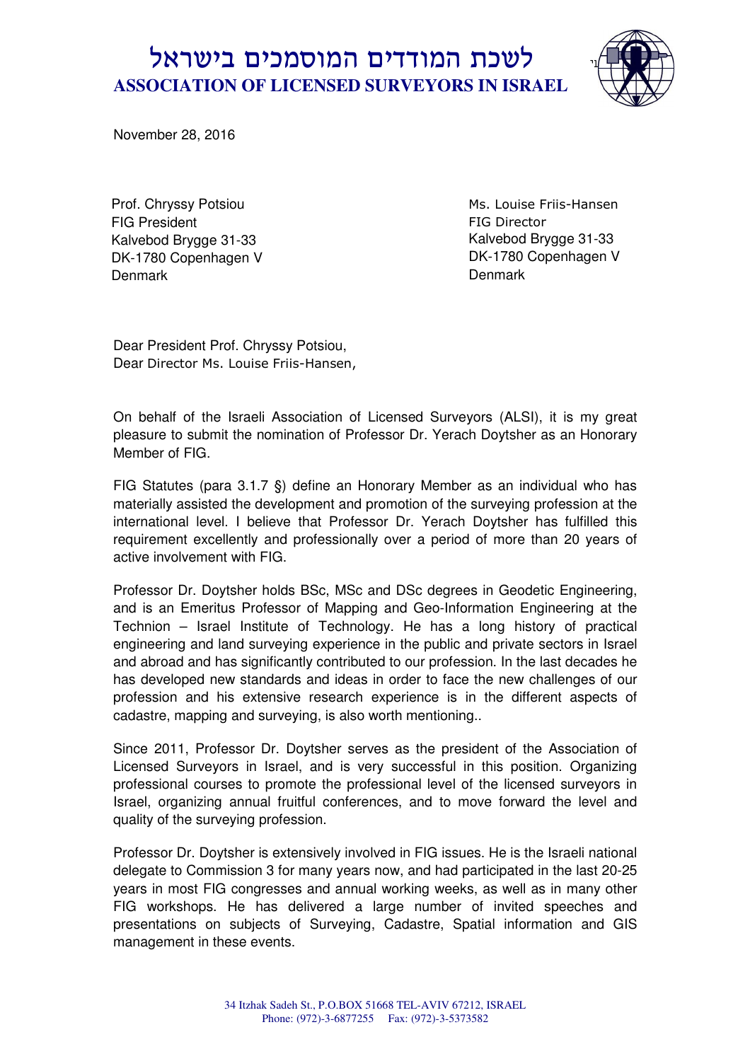# לשכת המודדים המוסמכים בישראל
## ASSOCIATION OF LICENSED SURVEYORS IN ISRAEL

November 28, 2016

Prof. Chryssy Potsiou
FIG President
Kalvebod Brygge 31-33
DK-1780 Copenhagen V
Denmark

Ms. Louise Friis-Hansen
FIG Director
Kalvebod Brygge 31-33
DK-1780 Copenhagen V
Denmark

Dear President Prof. Chryssy Potsiou,
Dear Director Ms. Louise Friis-Hansen,

On behalf of the Israeli Association of Licensed Surveyors (ALSI), it is my great pleasure to submit the nomination of Professor Dr. Yerach Doytsher as an Honorary Member of FIG.

FIG Statutes (para 3.1.7 §) define an Honorary Member as an individual who has materially assisted the development and promotion of the surveying profession at the international level. I believe that Professor Dr. Yerach Doytsher has fulfilled this requirement excellently and professionally over a period of more than 20 years of active involvement with FIG.

Professor Dr. Doytsher holds BSc, MSc and DSc degrees in Geodetic Engineering, and is an Emeritus Professor of Mapping and Geo-Information Engineering at the Technion – Israel Institute of Technology. He has a long history of practical engineering and land surveying experience in the public and private sectors in Israel and abroad and has significantly contributed to our profession. In the last decades he has developed new standards and ideas in order to face the new challenges of our profession and his extensive research experience is in the different aspects of cadastre, mapping and surveying, is also worth mentioning..

Since 2011, Professor Dr. Doytsher serves as the president of the Association of Licensed Surveyors in Israel, and is very successful in this position. Organizing professional courses to promote the professional level of the licensed surveyors in Israel, organizing annual fruitful conferences, and to move forward the level and quality of the surveying profession.

Professor Dr. Doytsher is extensively involved in FIG issues. He is the Israeli national delegate to Commission 3 for many years now, and had participated in the last 20-25 years in most FIG congresses and annual working weeks, as well as in many other FIG workshops. He has delivered a large number of invited speeches and presentations on subjects of Surveying, Cadastre, Spatial information and GIS management in these events.

34 Itzhak Sadeh St., P.O.BOX 51668 TEL-AVIV 67212, ISRAEL
Phone: (972)-3-6877255 Fax: (972)-3-5373582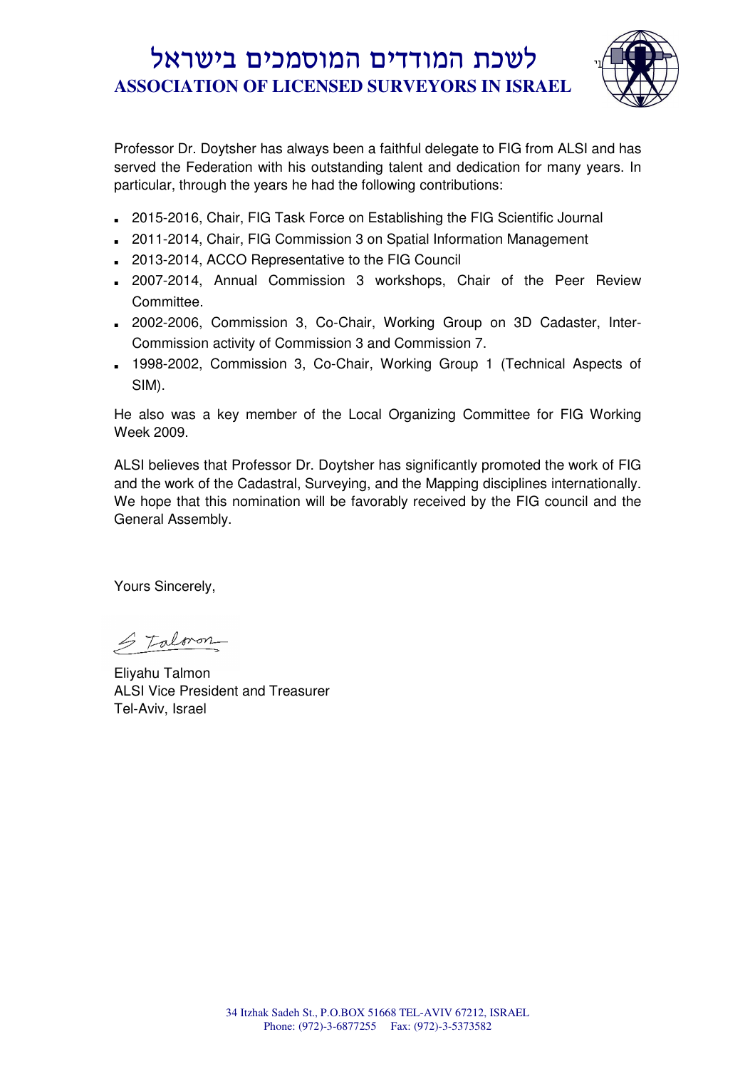# לשכת המודדים המוסמכים בישראל

## ASSOCIATION OF LICENSED SURVEYORS IN ISRAEL

Professor Dr. Doytsher has always been a faithful delegate to FIG from ALSI and has served the Federation with his outstanding talent and dedication for many years. In particular, through the years he had the following contributions:

- 2015-2016, Chair, FIG Task Force on Establishing the FIG Scientific Journal
- 2011-2014, Chair, FIG Commission 3 on Spatial Information Management
- 2013-2014, ACCO Representative to the FIG Council
- 2007-2014, Annual Commission 3 workshops, Chair of the Peer Review Committee.
- 2002-2006, Commission 3, Co-Chair, Working Group on 3D Cadaster, Inter-Commission activity of Commission 3 and Commission 7.
- 1998-2002, Commission 3, Co-Chair, Working Group 1 (Technical Aspects of SIM).

He also was a key member of the Local Organizing Committee for FIG Working Week 2009.

ALSI believes that Professor Dr. Doytsher has significantly promoted the work of FIG and the work of the Cadastral, Surveying, and the Mapping disciplines internationally. We hope that this nomination will be favorably received by the FIG council and the General Assembly.

Yours Sincerely,

E Talmon

Eliyahu Talmon
ALSI Vice President and Treasurer
Tel-Aviv, Israel

34 Itzhak Sadeh St., P.O.BOX 51668 TEL-AVIV 67212, ISRAEL
Phone: (972)-3-6877255 Fax: (972)-3-5373582